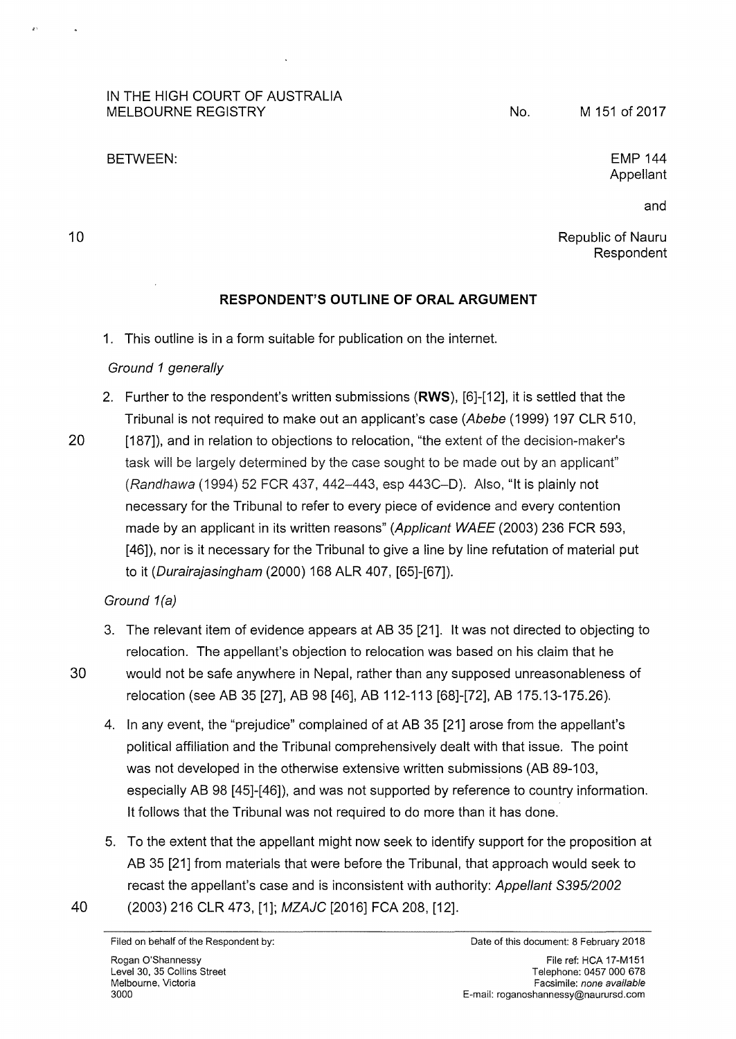IN THE HIGH COURT OF AUSTRALIA
MELBOURNE REGISTRY

No. M 151 of 2017

BETWEEN:

EMP 144
Appellant

and

Republic of Nauru
Respondent

## RESPONDENT'S OUTLINE OF ORAL ARGUMENT

1. This outline is in a form suitable for publication on the internet.

*Ground 1 generally*

2. Further to the respondent's written submissions (**RWS**), [6]-[12], it is settled that the Tribunal is not required to make out an applicant's case (*Abebe* (1999) 197 CLR 510, [187]), and in relation to objections to relocation, "the extent of the decision-maker's task will be largely determined by the case sought to be made out by an applicant" (*Randhawa* (1994) 52 FCR 437, 442–443, esp 443C–D). Also, "It is plainly not necessary for the Tribunal to refer to every piece of evidence and every contention made by an applicant in its written reasons" (*Applicant WAEE* (2003) 236 FCR 593, [46]), nor is it necessary for the Tribunal to give a line by line refutation of material put to it (*Durairajasingham* (2000) 168 ALR 407, [65]-[67]).

*Ground 1(a)*

3. The relevant item of evidence appears at AB 35 [21]. It was not directed to objecting to relocation. The appellant's objection to relocation was based on his claim that he would not be safe anywhere in Nepal, rather than any supposed unreasonableness of relocation (see AB 35 [27], AB 98 [46], AB 112-113 [68]-[72], AB 175.13-175.26).

4. In any event, the "prejudice" complained of at AB 35 [21] arose from the appellant's political affiliation and the Tribunal comprehensively dealt with that issue. The point was not developed in the otherwise extensive written submissions (AB 89-103, especially AB 98 [45]-[46]), and was not supported by reference to country information. It follows that the Tribunal was not required to do more than it has done.

5. To the extent that the appellant might now seek to identify support for the proposition at AB 35 [21] from materials that were before the Tribunal, that approach would seek to recast the appellant's case and is inconsistent with authority: *Appellant S395/2002* (2003) 216 CLR 473, [1]; *MZAJC* [2016] FCA 208, [12].

Filed on behalf of the Respondent by:
Rogan O'Shannessy
Level 30, 35 Collins Street
Melbourne, Victoria
3000

Date of this document: 8 February 2018
File ref: HCA 17-M151
Telephone: 0457 000 678
Facsimile: *none available*
E-mail: roganoshannessy@naurursd.com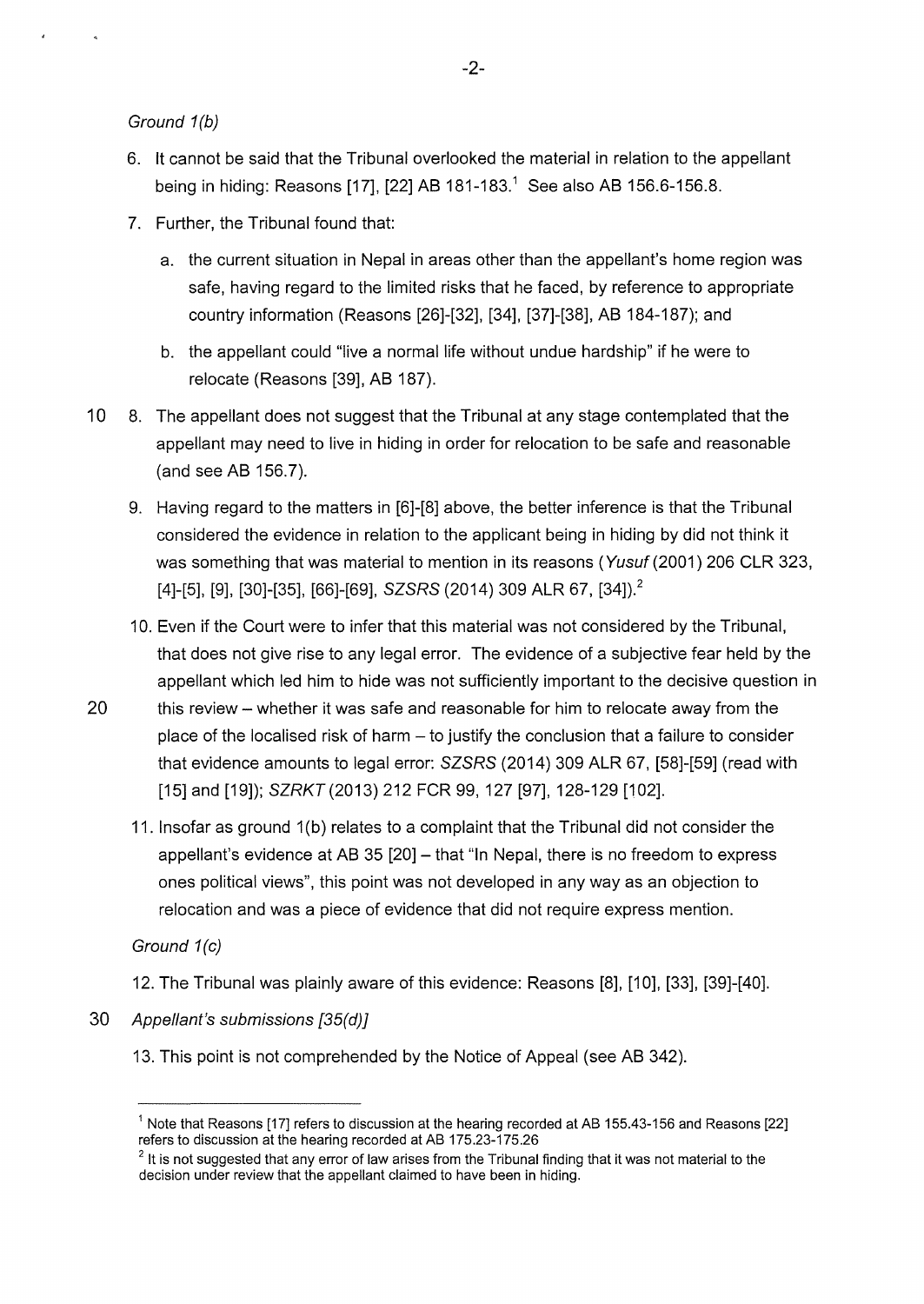*Ground 1(b)*

6. It cannot be said that the Tribunal overlooked the material in relation to the appellant being in hiding: Reasons [17], [22] AB 181-183.[1] See also AB 156.6-156.8.

7. Further, the Tribunal found that:

    a. the current situation in Nepal in areas other than the appellant's home region was safe, having regard to the limited risks that he faced, by reference to appropriate country information (Reasons [26]-[32], [34], [37]-[38], AB 184-187); and

    b. the appellant could "live a normal life without undue hardship" if he were to relocate (Reasons [39], AB 187).

8. The appellant does not suggest that the Tribunal at any stage contemplated that the appellant may need to live in hiding in order for relocation to be safe and reasonable (and see AB 156.7).

9. Having regard to the matters in [6]-[8] above, the better inference is that the Tribunal considered the evidence in relation to the applicant being in hiding by did not think it was something that was material to mention in its reasons (*Yusuf* (2001) 206 CLR 323, [4]-[5], [9], [30]-[35], [66]-[69], *SZSRS* (2014) 309 ALR 67, [34]).[2]

10. Even if the Court were to infer that this material was not considered by the Tribunal, that does not give rise to any legal error. The evidence of a subjective fear held by the appellant which led him to hide was not sufficiently important to the decisive question in this review – whether it was safe and reasonable for him to relocate away from the place of the localised risk of harm – to justify the conclusion that a failure to consider that evidence amounts to legal error: *SZSRS* (2014) 309 ALR 67, [58]-[59] (read with [15] and [19]); *SZRKT* (2013) 212 FCR 99, 127 [97], 128-129 [102].

11. Insofar as ground 1(b) relates to a complaint that the Tribunal did not consider the appellant's evidence at AB 35 [20] – that "In Nepal, there is no freedom to express ones political views", this point was not developed in any way as an objection to relocation and was a piece of evidence that did not require express mention.

*Ground 1(c)*

12. The Tribunal was plainly aware of this evidence: Reasons [8], [10], [33], [39]-[40].

*Appellant's submissions [35(d)]*

13. This point is not comprehended by the Notice of Appeal (see AB 342).

---

[1] Note that Reasons [17] refers to discussion at the hearing recorded at AB 155.43-156 and Reasons [22] refers to discussion at the hearing recorded at AB 175.23-175.26

[2] It is not suggested that any error of law arises from the Tribunal finding that it was not material to the decision under review that the appellant claimed to have been in hiding.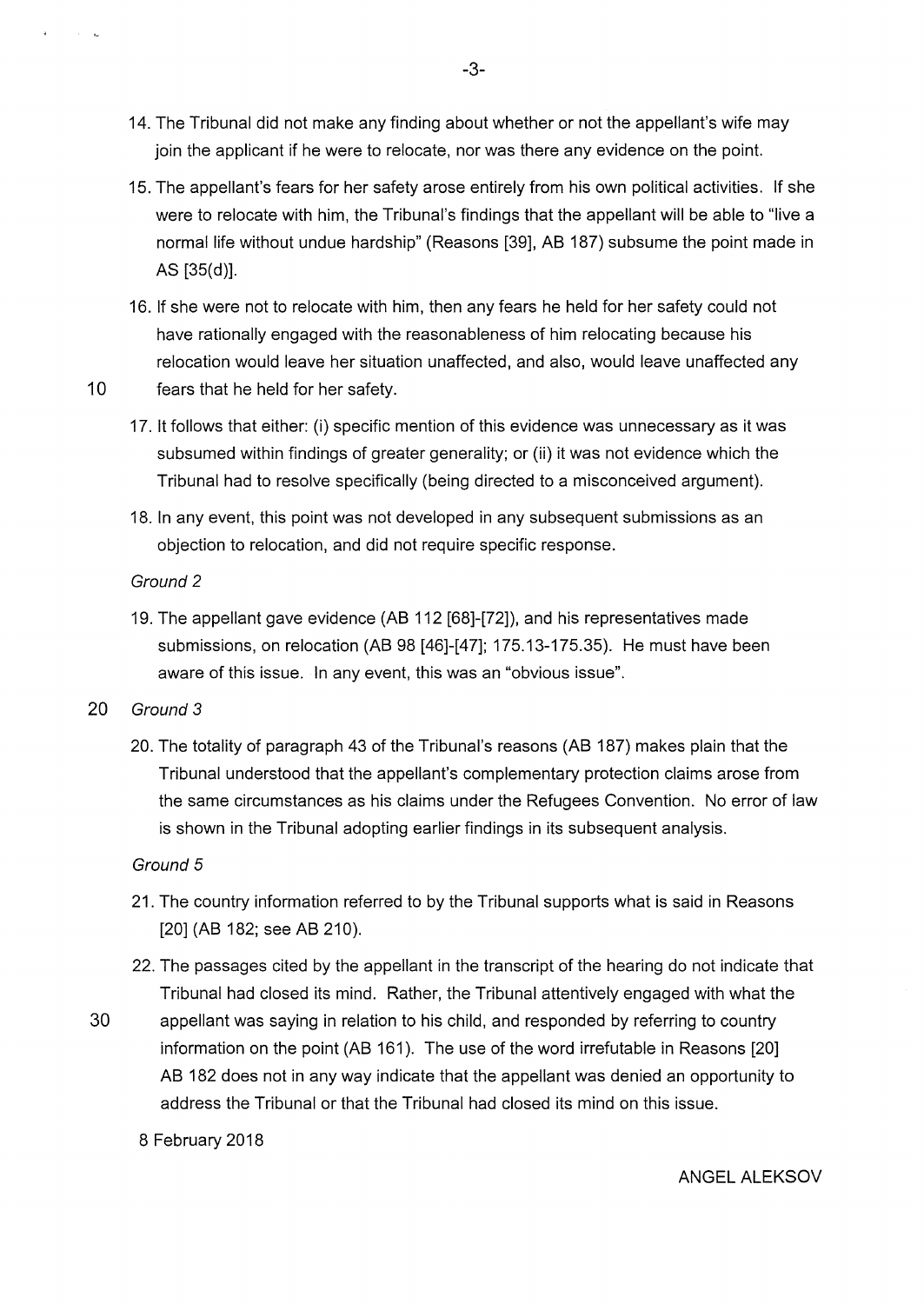14. The Tribunal did not make any finding about whether or not the appellant's wife may join the applicant if he were to relocate, nor was there any evidence on the point.

15. The appellant's fears for her safety arose entirely from his own political activities. If she were to relocate with him, the Tribunal's findings that the appellant will be able to "live a normal life without undue hardship" (Reasons [39], AB 187) subsume the point made in AS [35(d)].

16. If she were not to relocate with him, then any fears he held for her safety could not have rationally engaged with the reasonableness of him relocating because his relocation would leave her situation unaffected, and also, would leave unaffected any fears that he held for her safety.

17. It follows that either: (i) specific mention of this evidence was unnecessary as it was subsumed within findings of greater generality; or (ii) it was not evidence which the Tribunal had to resolve specifically (being directed to a misconceived argument).

18. In any event, this point was not developed in any subsequent submissions as an objection to relocation, and did not require specific response.

*Ground 2*

19. The appellant gave evidence (AB 112 [68]-[72]), and his representatives made submissions, on relocation (AB 98 [46]-[47]; 175.13-175.35). He must have been aware of this issue. In any event, this was an "obvious issue".

*Ground 3*

20. The totality of paragraph 43 of the Tribunal's reasons (AB 187) makes plain that the Tribunal understood that the appellant's complementary protection claims arose from the same circumstances as his claims under the Refugees Convention. No error of law is shown in the Tribunal adopting earlier findings in its subsequent analysis.

*Ground 5*

21. The country information referred to by the Tribunal supports what is said in Reasons [20] (AB 182; see AB 210).

22. The passages cited by the appellant in the transcript of the hearing do not indicate that Tribunal had closed its mind. Rather, the Tribunal attentively engaged with what the appellant was saying in relation to his child, and responded by referring to country information on the point (AB 161). The use of the word irrefutable in Reasons [20] AB 182 does not in any way indicate that the appellant was denied an opportunity to address the Tribunal or that the Tribunal had closed its mind on this issue.

8 February 2018

ANGEL ALEKSOV